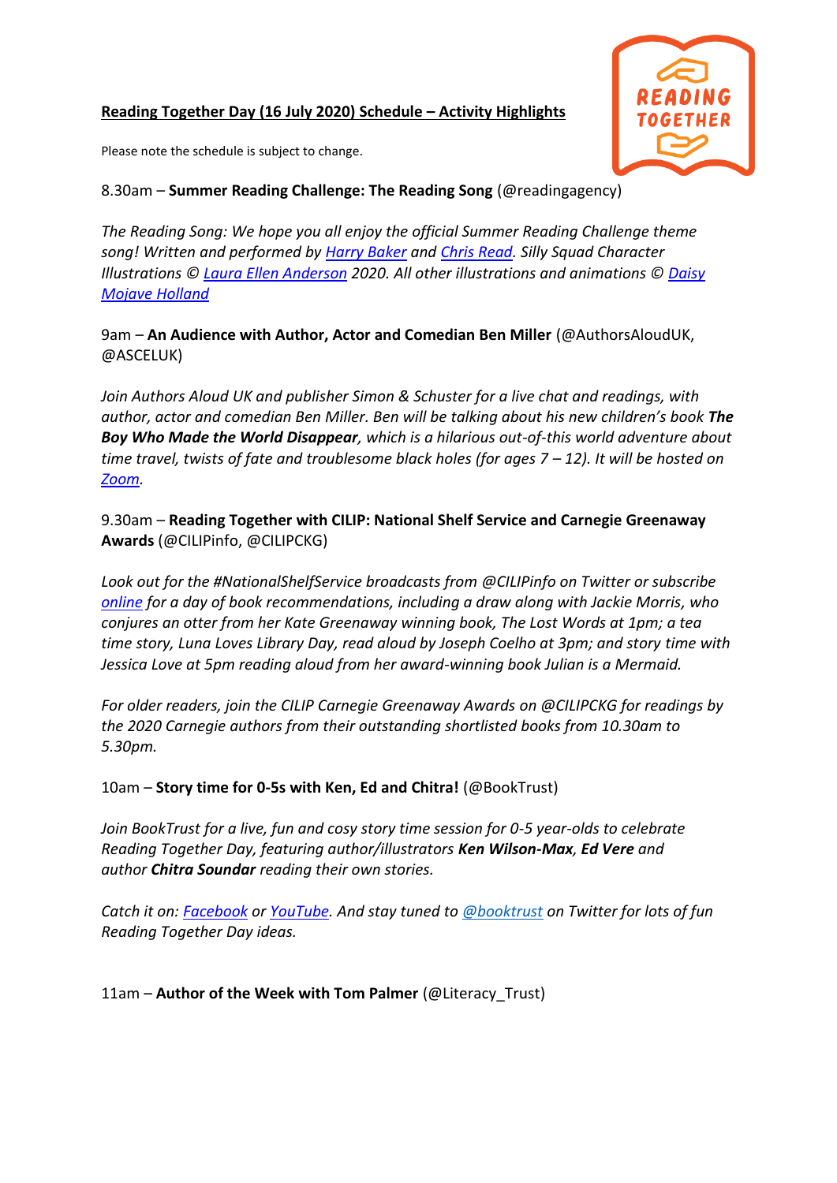**Reading Together Day (16 July 2020) Schedule – Activity Highlights**

Please note the schedule is subject to change.

8.30am – **Summer Reading Challenge: The Reading Song** (@readingagency)

*The Reading Song: We hope you all enjoy the official Summer Reading Challenge theme song! Written and performed by Harry Baker and Chris Read. Silly Squad Character Illustrations © Laura Ellen Anderson 2020. All other illustrations and animations © Daisy Mojave Holland*

9am – **An Audience with Author, Actor and Comedian Ben Miller** (@AuthorsAloudUK, @ASCELUK)

*Join Authors Aloud UK and publisher Simon & Schuster for a live chat and readings, with author, actor and comedian Ben Miller. Ben will be talking about his new children's book* ***The Boy Who Made the World Disappear****, which is a hilarious out-of-this world adventure about time travel, twists of fate and troublesome black holes (for ages 7 – 12). It will be hosted on Zoom.*

9.30am – **Reading Together with CILIP: National Shelf Service and Carnegie Greenaway Awards** (@CILIPinfo, @CILIPCKG)

*Look out for the #NationalShelfService broadcasts from @CILIPinfo on Twitter or subscribe online for a day of book recommendations, including a draw along with Jackie Morris, who conjures an otter from her Kate Greenaway winning book, The Lost Words at 1pm; a tea time story, Luna Loves Library Day, read aloud by Joseph Coelho at 3pm; and story time with Jessica Love at 5pm reading aloud from her award-winning book Julian is a Mermaid.*

*For older readers, join the CILIP Carnegie Greenaway Awards on @CILIPCKG for readings by the 2020 Carnegie authors from their outstanding shortlisted books from 10.30am to 5.30pm.*

10am – **Story time for 0-5s with Ken, Ed and Chitra!** (@BookTrust)

*Join BookTrust for a live, fun and cosy story time session for 0-5 year-olds to celebrate Reading Together Day, featuring author/illustrators* ***Ken Wilson-Max****,* ***Ed Vere*** *and author* ***Chitra Soundar*** *reading their own stories.*

*Catch it on: Facebook or YouTube. And stay tuned to @booktrust on Twitter for lots of fun Reading Together Day ideas.*

11am – **Author of the Week with Tom Palmer** (@Literacy_Trust)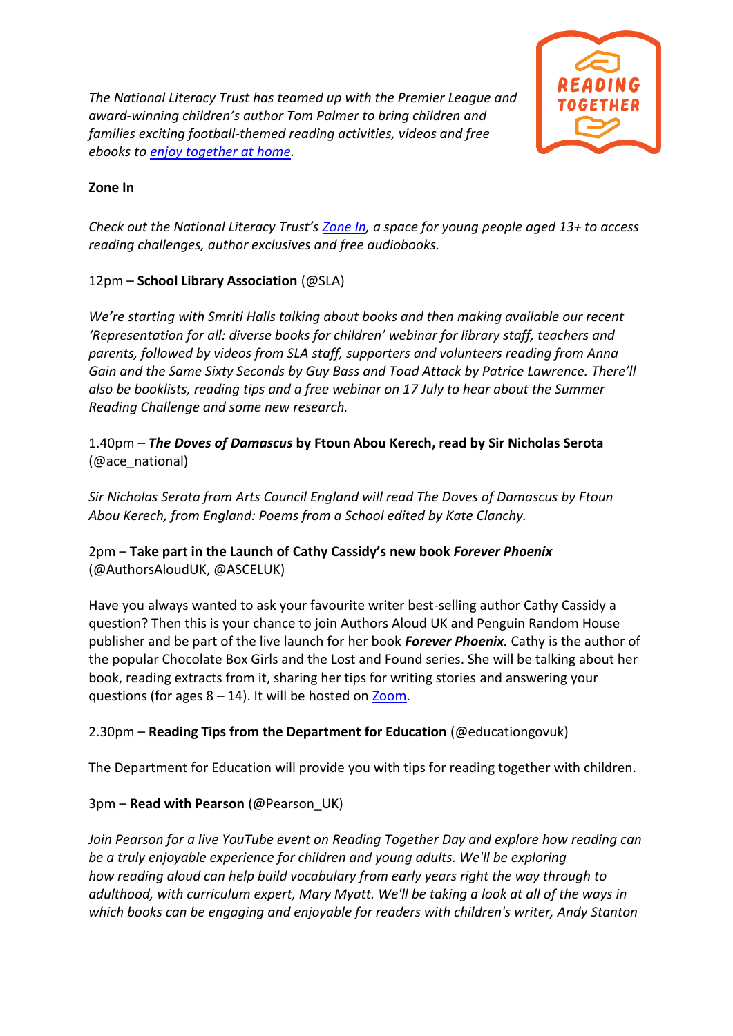*The National Literacy Trust has teamed up with the Premier League and award-winning children's author Tom Palmer to bring children and families exciting football-themed reading activities, videos and free ebooks to [enjoy together at home](enjoy together at home).*

**Zone In**

*Check out the National Literacy Trust's [Zone In](Zone In), a space for young people aged 13+ to access reading challenges, author exclusives and free audiobooks.*

12pm – **School Library Association** (@SLA)

*We're starting with Smriti Halls talking about books and then making available our recent 'Representation for all: diverse books for children' webinar for library staff, teachers and parents, followed by videos from SLA staff, supporters and volunteers reading from Anna Gain and the Same Sixty Seconds by Guy Bass and Toad Attack by Patrice Lawrence. There'll also be booklists, reading tips and a free webinar on 17 July to hear about the Summer Reading Challenge and some new research.*

1.40pm – ***The Doves of Damascus* by Ftoun Abou Kerech, read by Sir Nicholas Serota** (@ace_national)

*Sir Nicholas Serota from Arts Council England will read The Doves of Damascus by Ftoun Abou Kerech, from England: Poems from a School edited by Kate Clanchy.*

2pm – **Take part in the Launch of Cathy Cassidy's new book *Forever Phoenix*** (@AuthorsAloudUK, @ASCELUK)

Have you always wanted to ask your favourite writer best-selling author Cathy Cassidy a question? Then this is your chance to join Authors Aloud UK and Penguin Random House publisher and be part of the live launch for her book ***Forever Phoenix***. Cathy is the author of the popular Chocolate Box Girls and the Lost and Found series. She will be talking about her book, reading extracts from it, sharing her tips for writing stories and answering your questions (for ages 8 – 14). It will be hosted on [Zoom](Zoom).

2.30pm – **Reading Tips from the Department for Education** (@educationgovuk)

The Department for Education will provide you with tips for reading together with children.

3pm – **Read with Pearson** (@Pearson_UK)

*Join Pearson for a live YouTube event on Reading Together Day and explore how reading can be a truly enjoyable experience for children and young adults. We'll be exploring how reading aloud can help build vocabulary from early years right the way through to adulthood, with curriculum expert, Mary Myatt. We'll be taking a look at all of the ways in which books can be engaging and enjoyable for readers with children's writer, Andy Stanton*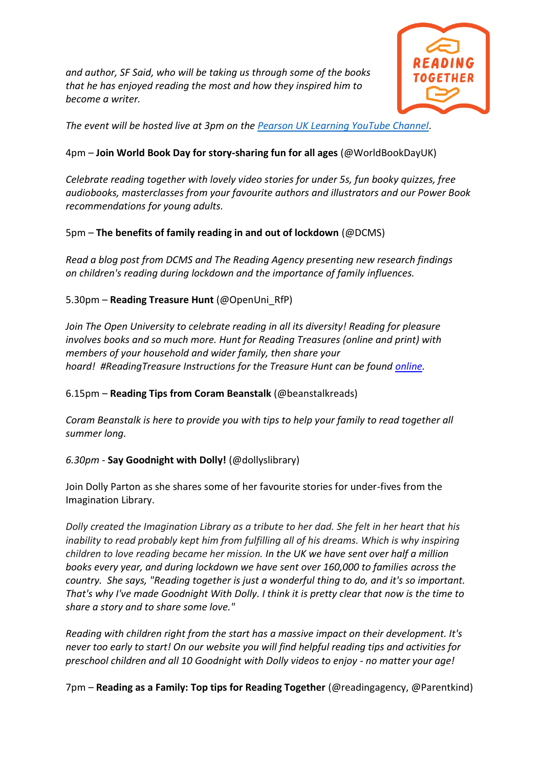*and author, SF Said, who will be taking us through some of the books that he has enjoyed reading the most and how they inspired him to become a writer.*

*The event will be hosted live at 3pm on the [Pearson UK Learning YouTube Channel](Pearson UK Learning YouTube Channel).*

4pm – **Join World Book Day for story-sharing fun for all ages** (@WorldBookDayUK)

*Celebrate reading together with lovely video stories for under 5s, fun booky quizzes, free audiobooks, masterclasses from your favourite authors and illustrators and our Power Book recommendations for young adults.*

5pm – **The benefits of family reading in and out of lockdown** (@DCMS)

*Read a blog post from DCMS and The Reading Agency presenting new research findings on children's reading during lockdown and the importance of family influences.*

5.30pm – **Reading Treasure Hunt** (@OpenUni_RfP)

*Join The Open University to celebrate reading in all its diversity! Reading for pleasure involves books and so much more. Hunt for Reading Treasures (online and print) with members of your household and wider family, then share your hoard!  #ReadingTreasure Instructions for the Treasure Hunt can be found [online](online).*

6.15pm – **Reading Tips from Coram Beanstalk** (@beanstalkreads)

*Coram Beanstalk is here to provide you with tips to help your family to read together all summer long.*

*6.30pm* - **Say Goodnight with Dolly!** (@dollyslibrary)

Join Dolly Parton as she shares some of her favourite stories for under-fives from the Imagination Library.

*Dolly created the Imagination Library as a tribute to her dad. She felt in her heart that his inability to read probably kept him from fulfilling all of his dreams. Which is why inspiring children to love reading became her mission. In the UK we have sent over half a million books every year, and during lockdown we have sent over 160,000 to families across the country.  She says, "Reading together is just a wonderful thing to do, and it's so important. That's why I've made Goodnight With Dolly. I think it is pretty clear that now is the time to share a story and to share some love."*

*Reading with children right from the start has a massive impact on their development. It's never too early to start! On our website you will find helpful reading tips and activities for preschool children and all 10 Goodnight with Dolly videos to enjoy - no matter your age!*

7pm – **Reading as a Family: Top tips for Reading Together** (@readingagency, @Parentkind)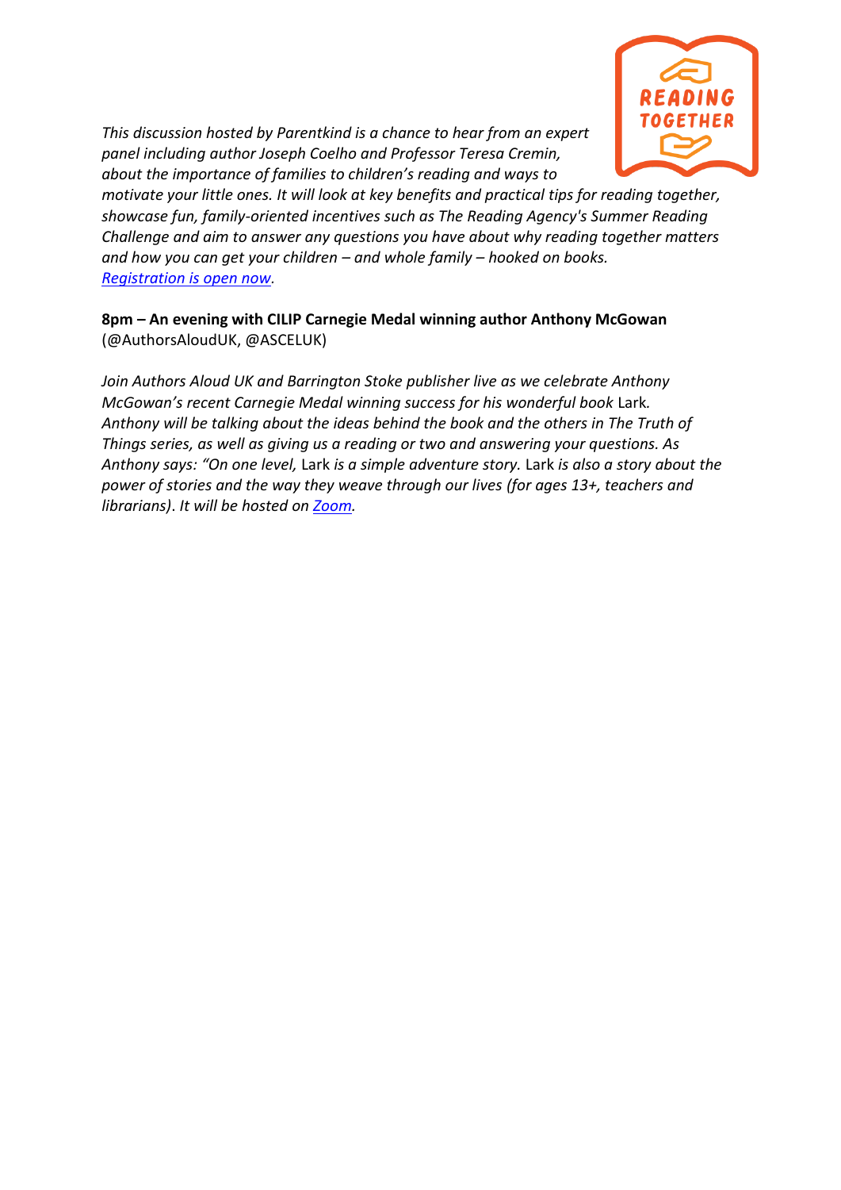*This discussion hosted by Parentkind is a chance to hear from an expert panel including author Joseph Coelho and Professor Teresa Cremin, about the importance of families to children's reading and ways to motivate your little ones. It will look at key benefits and practical tips for reading together, showcase fun, family-oriented incentives such as The Reading Agency's Summer Reading Challenge and aim to answer any questions you have about why reading together matters and how you can get your children – and whole family – hooked on books. Registration is open now.*

**8pm – An evening with CILIP Carnegie Medal winning author Anthony McGowan**
(@AuthorsAloudUK, @ASCELUK)

*Join Authors Aloud UK and Barrington Stoke publisher live as we celebrate Anthony McGowan's recent Carnegie Medal winning success for his wonderful book* Lark*. Anthony will be talking about the ideas behind the book and the others in The Truth of Things series, as well as giving us a reading or two and answering your questions. As Anthony says: "On one level,* Lark *is a simple adventure story.* Lark *is also a story about the power of stories and the way they weave through our lives (for ages 13+, teachers and librarians). It will be hosted on Zoom.*